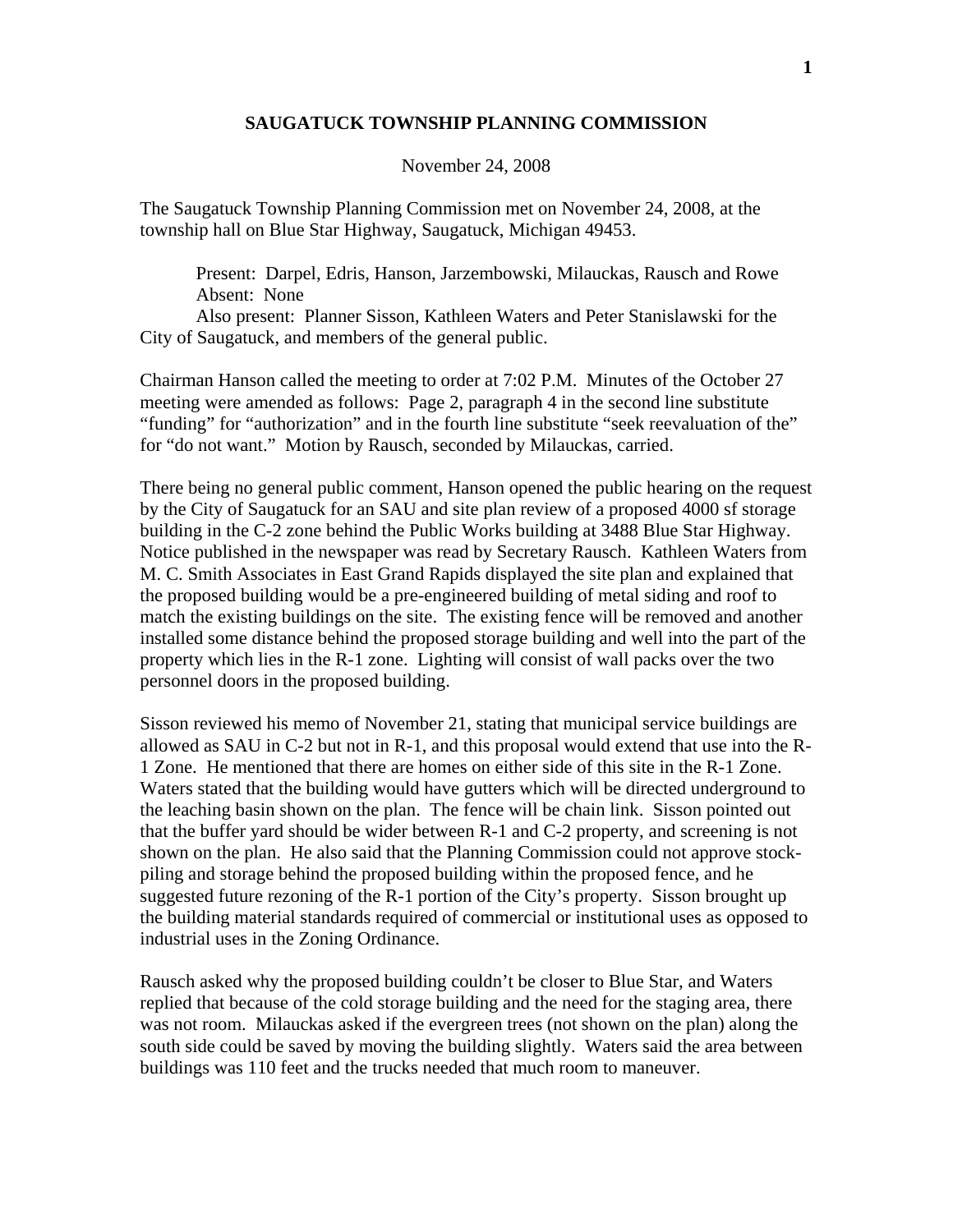# SAUGATUCK TOWNSHIP PLANNING COMMISSION

November 24, 2008

The Saugatuck Township Planning Commission met on November 24, 2008, at the township hall on Blue Star Highway, Saugatuck, Michigan 49453.

Present: Darpel, Edris, Hanson, Jarzembowski, Milauckas, Rausch and Rowe
Absent: None
Also present: Planner Sisson, Kathleen Waters and Peter Stanislawski for the City of Saugatuck, and members of the general public.

Chairman Hanson called the meeting to order at 7:02 P.M. Minutes of the October 27 meeting were amended as follows: Page 2, paragraph 4 in the second line substitute "funding" for "authorization" and in the fourth line substitute "seek reevaluation of the" for "do not want." Motion by Rausch, seconded by Milauckas, carried.

There being no general public comment, Hanson opened the public hearing on the request by the City of Saugatuck for an SAU and site plan review of a proposed 4000 sf storage building in the C-2 zone behind the Public Works building at 3488 Blue Star Highway. Notice published in the newspaper was read by Secretary Rausch. Kathleen Waters from M. C. Smith Associates in East Grand Rapids displayed the site plan and explained that the proposed building would be a pre-engineered building of metal siding and roof to match the existing buildings on the site. The existing fence will be removed and another installed some distance behind the proposed storage building and well into the part of the property which lies in the R-1 zone. Lighting will consist of wall packs over the two personnel doors in the proposed building.

Sisson reviewed his memo of November 21, stating that municipal service buildings are allowed as SAU in C-2 but not in R-1, and this proposal would extend that use into the R-1 Zone. He mentioned that there are homes on either side of this site in the R-1 Zone. Waters stated that the building would have gutters which will be directed underground to the leaching basin shown on the plan. The fence will be chain link. Sisson pointed out that the buffer yard should be wider between R-1 and C-2 property, and screening is not shown on the plan. He also said that the Planning Commission could not approve stock-piling and storage behind the proposed building within the proposed fence, and he suggested future rezoning of the R-1 portion of the City's property. Sisson brought up the building material standards required of commercial or institutional uses as opposed to industrial uses in the Zoning Ordinance.

Rausch asked why the proposed building couldn't be closer to Blue Star, and Waters replied that because of the cold storage building and the need for the staging area, there was not room. Milauckas asked if the evergreen trees (not shown on the plan) along the south side could be saved by moving the building slightly. Waters said the area between buildings was 110 feet and the trucks needed that much room to maneuver.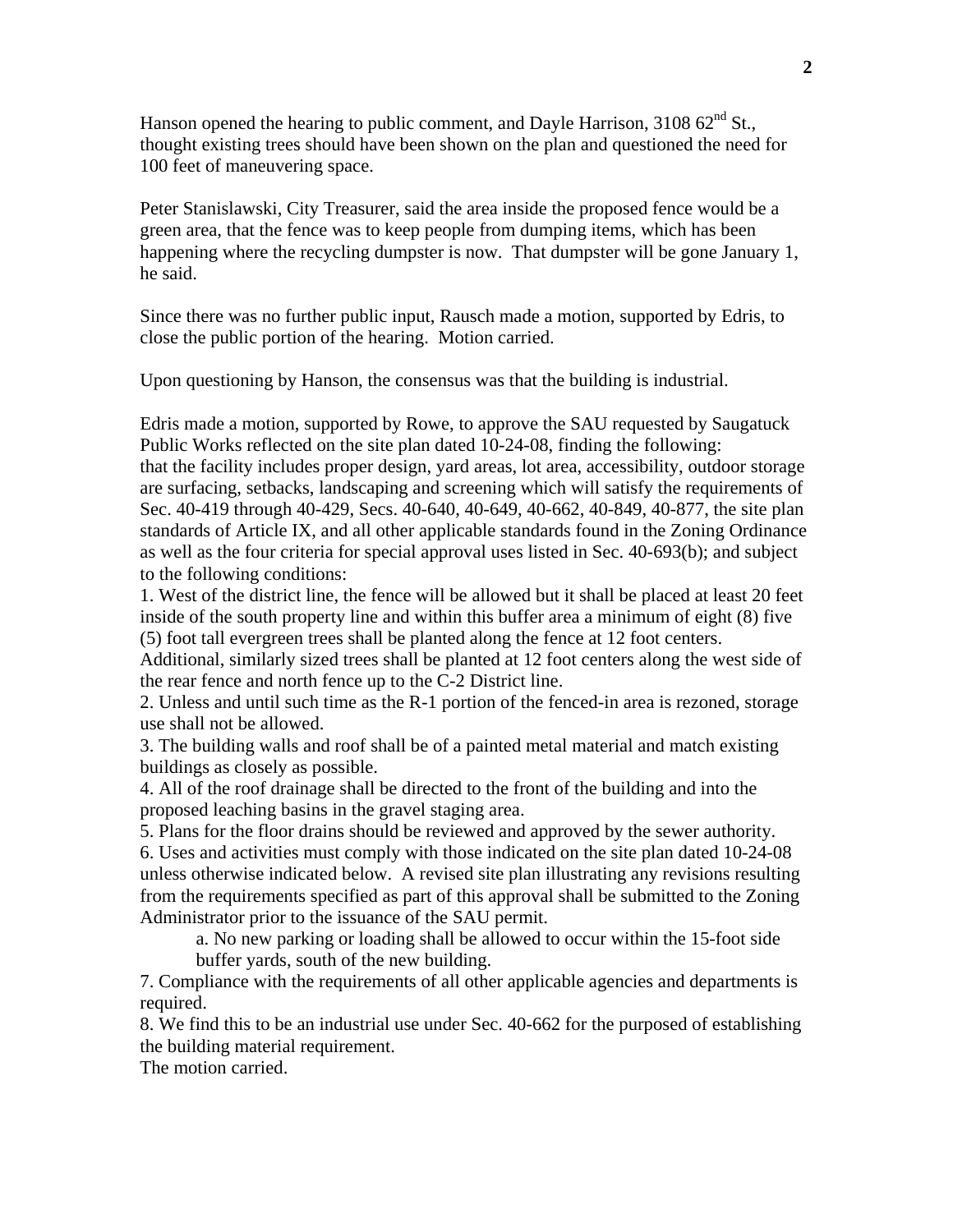Hanson opened the hearing to public comment, and Dayle Harrison, 3108 62nd St., thought existing trees should have been shown on the plan and questioned the need for 100 feet of maneuvering space.

Peter Stanislawski, City Treasurer, said the area inside the proposed fence would be a green area, that the fence was to keep people from dumping items, which has been happening where the recycling dumpster is now. That dumpster will be gone January 1, he said.

Since there was no further public input, Rausch made a motion, supported by Edris, to close the public portion of the hearing. Motion carried.

Upon questioning by Hanson, the consensus was that the building is industrial.

Edris made a motion, supported by Rowe, to approve the SAU requested by Saugatuck Public Works reflected on the site plan dated 10-24-08, finding the following:
that the facility includes proper design, yard areas, lot area, accessibility, outdoor storage are surfacing, setbacks, landscaping and screening which will satisfy the requirements of Sec. 40-419 through 40-429, Secs. 40-640, 40-649, 40-662, 40-849, 40-877, the site plan standards of Article IX, and all other applicable standards found in the Zoning Ordinance as well as the four criteria for special approval uses listed in Sec. 40-693(b); and subject to the following conditions:

1. West of the district line, the fence will be allowed but it shall be placed at least 20 feet inside of the south property line and within this buffer area a minimum of eight (8) five (5) foot tall evergreen trees shall be planted along the fence at 12 foot centers. Additional, similarly sized trees shall be planted at 12 foot centers along the west side of the rear fence and north fence up to the C-2 District line.
2. Unless and until such time as the R-1 portion of the fenced-in area is rezoned, storage use shall not be allowed.
3. The building walls and roof shall be of a painted metal material and match existing buildings as closely as possible.
4. All of the roof drainage shall be directed to the front of the building and into the proposed leaching basins in the gravel staging area.
5. Plans for the floor drains should be reviewed and approved by the sewer authority.
6. Uses and activities must comply with those indicated on the site plan dated 10-24-08 unless otherwise indicated below. A revised site plan illustrating any revisions resulting from the requirements specified as part of this approval shall be submitted to the Zoning Administrator prior to the issuance of the SAU permit.
   a. No new parking or loading shall be allowed to occur within the 15-foot side buffer yards, south of the new building.
7. Compliance with the requirements of all other applicable agencies and departments is required.
8. We find this to be an industrial use under Sec. 40-662 for the purposed of establishing the building material requirement.

The motion carried.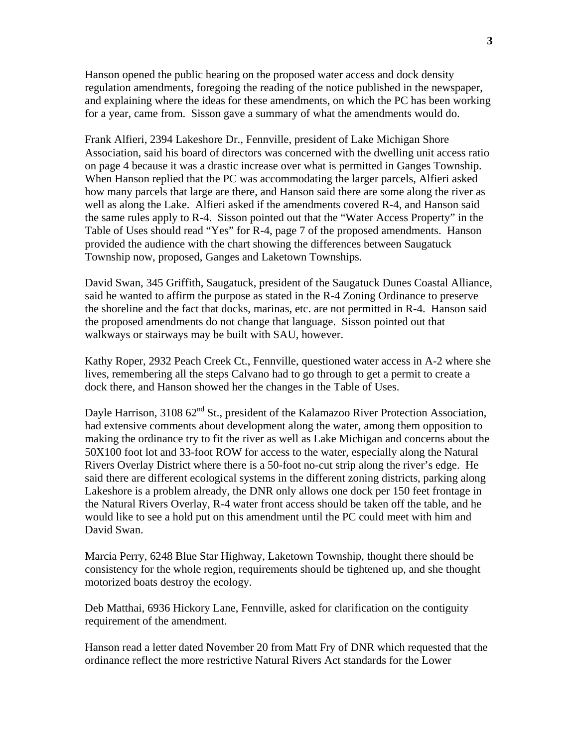Hanson opened the public hearing on the proposed water access and dock density regulation amendments, foregoing the reading of the notice published in the newspaper, and explaining where the ideas for these amendments, on which the PC has been working for a year, came from. Sisson gave a summary of what the amendments would do.

Frank Alfieri, 2394 Lakeshore Dr., Fennville, president of Lake Michigan Shore Association, said his board of directors was concerned with the dwelling unit access ratio on page 4 because it was a drastic increase over what is permitted in Ganges Township. When Hanson replied that the PC was accommodating the larger parcels, Alfieri asked how many parcels that large are there, and Hanson said there are some along the river as well as along the Lake. Alfieri asked if the amendments covered R-4, and Hanson said the same rules apply to R-4. Sisson pointed out that the "Water Access Property" in the Table of Uses should read "Yes" for R-4, page 7 of the proposed amendments. Hanson provided the audience with the chart showing the differences between Saugatuck Township now, proposed, Ganges and Laketown Townships.

David Swan, 345 Griffith, Saugatuck, president of the Saugatuck Dunes Coastal Alliance, said he wanted to affirm the purpose as stated in the R-4 Zoning Ordinance to preserve the shoreline and the fact that docks, marinas, etc. are not permitted in R-4. Hanson said the proposed amendments do not change that language. Sisson pointed out that walkways or stairways may be built with SAU, however.

Kathy Roper, 2932 Peach Creek Ct., Fennville, questioned water access in A-2 where she lives, remembering all the steps Calvano had to go through to get a permit to create a dock there, and Hanson showed her the changes in the Table of Uses.

Dayle Harrison, 3108 62nd St., president of the Kalamazoo River Protection Association, had extensive comments about development along the water, among them opposition to making the ordinance try to fit the river as well as Lake Michigan and concerns about the 50X100 foot lot and 33-foot ROW for access to the water, especially along the Natural Rivers Overlay District where there is a 50-foot no-cut strip along the river's edge. He said there are different ecological systems in the different zoning districts, parking along Lakeshore is a problem already, the DNR only allows one dock per 150 feet frontage in the Natural Rivers Overlay, R-4 water front access should be taken off the table, and he would like to see a hold put on this amendment until the PC could meet with him and David Swan.

Marcia Perry, 6248 Blue Star Highway, Laketown Township, thought there should be consistency for the whole region, requirements should be tightened up, and she thought motorized boats destroy the ecology.

Deb Matthai, 6936 Hickory Lane, Fennville, asked for clarification on the contiguity requirement of the amendment.

Hanson read a letter dated November 20 from Matt Fry of DNR which requested that the ordinance reflect the more restrictive Natural Rivers Act standards for the Lower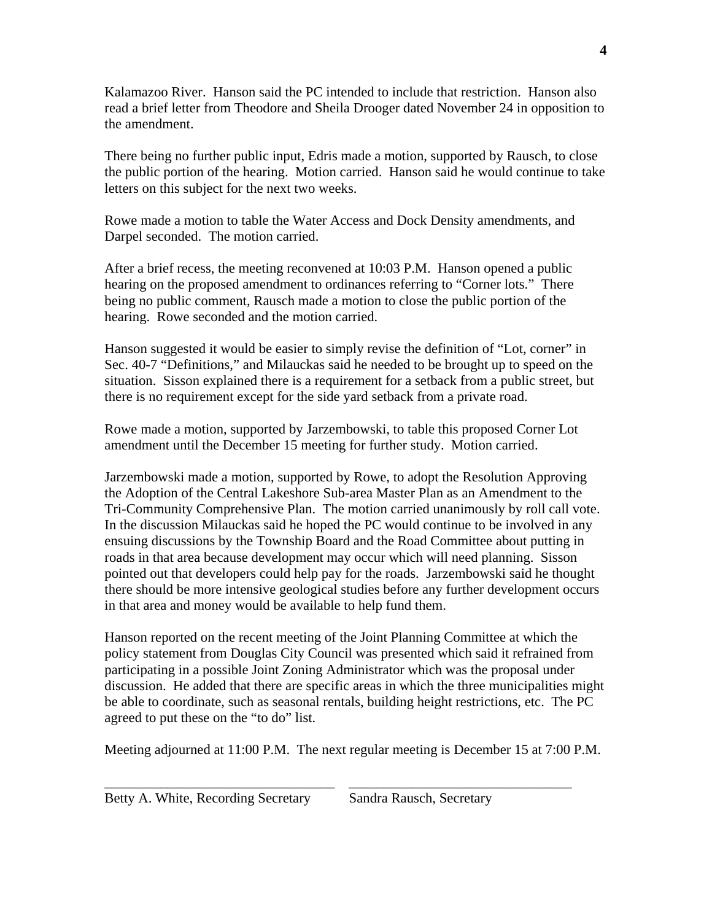Kalamazoo River. Hanson said the PC intended to include that restriction. Hanson also read a brief letter from Theodore and Sheila Drooger dated November 24 in opposition to the amendment.

There being no further public input, Edris made a motion, supported by Rausch, to close the public portion of the hearing. Motion carried. Hanson said he would continue to take letters on this subject for the next two weeks.

Rowe made a motion to table the Water Access and Dock Density amendments, and Darpel seconded. The motion carried.

After a brief recess, the meeting reconvened at 10:03 P.M. Hanson opened a public hearing on the proposed amendment to ordinances referring to "Corner lots." There being no public comment, Rausch made a motion to close the public portion of the hearing. Rowe seconded and the motion carried.

Hanson suggested it would be easier to simply revise the definition of "Lot, corner" in Sec. 40-7 "Definitions," and Milauckas said he needed to be brought up to speed on the situation. Sisson explained there is a requirement for a setback from a public street, but there is no requirement except for the side yard setback from a private road.

Rowe made a motion, supported by Jarzembowski, to table this proposed Corner Lot amendment until the December 15 meeting for further study. Motion carried.

Jarzembowski made a motion, supported by Rowe, to adopt the Resolution Approving the Adoption of the Central Lakeshore Sub-area Master Plan as an Amendment to the Tri-Community Comprehensive Plan. The motion carried unanimously by roll call vote. In the discussion Milauckas said he hoped the PC would continue to be involved in any ensuing discussions by the Township Board and the Road Committee about putting in roads in that area because development may occur which will need planning. Sisson pointed out that developers could help pay for the roads. Jarzembowski said he thought there should be more intensive geological studies before any further development occurs in that area and money would be available to help fund them.

Hanson reported on the recent meeting of the Joint Planning Committee at which the policy statement from Douglas City Council was presented which said it refrained from participating in a possible Joint Zoning Administrator which was the proposal under discussion. He added that there are specific areas in which the three municipalities might be able to coordinate, such as seasonal rentals, building height restrictions, etc. The PC agreed to put these on the "to do" list.

Meeting adjourned at 11:00 P.M. The next regular meeting is December 15 at 7:00 P.M.

\_\_\_\_\_\_\_\_\_\_\_\_\_\_\_\_\_\_\_\_\_\_\_\_\_\_\_\_\_\_\_\_\_\_ \_\_\_\_\_\_\_\_\_\_\_\_\_\_\_\_\_\_\_\_\_\_\_\_\_\_\_\_\_\_\_\_\_\_

Betty A. White, Recording Secretary     Sandra Rausch, Secretary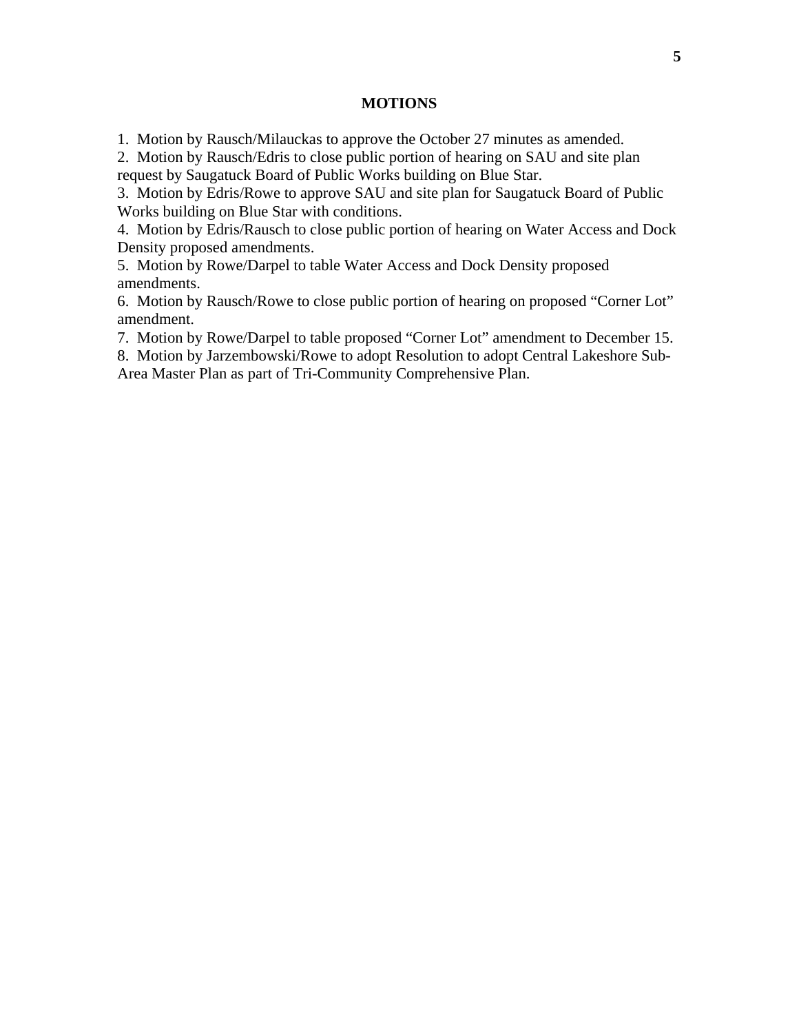**MOTIONS**

1. Motion by Rausch/Milauckas to approve the October 27 minutes as amended.
2. Motion by Rausch/Edris to close public portion of hearing on SAU and site plan request by Saugatuck Board of Public Works building on Blue Star.
3. Motion by Edris/Rowe to approve SAU and site plan for Saugatuck Board of Public Works building on Blue Star with conditions.
4. Motion by Edris/Rausch to close public portion of hearing on Water Access and Dock Density proposed amendments.
5. Motion by Rowe/Darpel to table Water Access and Dock Density proposed amendments.
6. Motion by Rausch/Rowe to close public portion of hearing on proposed "Corner Lot" amendment.
7. Motion by Rowe/Darpel to table proposed "Corner Lot" amendment to December 15.
8. Motion by Jarzembowski/Rowe to adopt Resolution to adopt Central Lakeshore Sub-Area Master Plan as part of Tri-Community Comprehensive Plan.